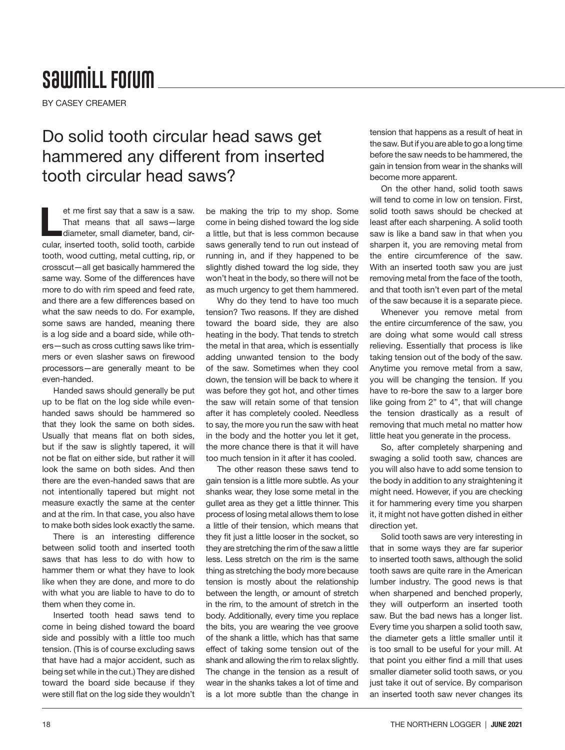# Sawmill Forum

BY CASEY CREAMER

## Do solid tooth circular head saws get hammered any different from inserted tooth circular head saws?

Let me first say that a saw is a saw. That means that all saws—large diameter, small diameter, band, circular, inserted tooth, solid tooth, carbide tooth, wood cutting, metal cutting, rip, or crosscut—all get basically hammered the same way. Some of the differences have more to do with rim speed and feed rate, and there are a few differences based on what the saw needs to do. For example, some saws are handed, meaning there is a log side and a board side, while others—such as cross cutting saws like trimmers or even slasher saws on firewood processors—are generally meant to be even-handed.

Handed saws should generally be put up to be flat on the log side while even-handed saws should be hammered so that they look the same on both sides. Usually that means flat on both sides, but if the saw is slightly tapered, it will not be flat on either side, but rather it will look the same on both sides. And then there are the even-handed saws that are not intentionally tapered but might not measure exactly the same at the center and at the rim. In that case, you also have to make both sides look exactly the same.

There is an interesting difference between solid tooth and inserted tooth saws that has less to do with how to hammer them or what they have to look like when they are done, and more to do with what you are liable to have to do to them when they come in.

Inserted tooth head saws tend to come in being dished toward the board side and possibly with a little too much tension. (This is of course excluding saws that have had a major accident, such as being set while in the cut.) They are dished toward the board side because if they were still flat on the log side they wouldn't be making the trip to my shop. Some come in being dished toward the log side a little, but that is less common because saws generally tend to run out instead of running in, and if they happened to be slightly dished toward the log side, they won't heat in the body, so there will not be as much urgency to get them hammered.

Why do they tend to have too much tension? Two reasons. If they are dished toward the board side, they are also heating in the body. That tends to stretch the metal in that area, which is essentially adding unwanted tension to the body of the saw. Sometimes when they cool down, the tension will be back to where it was before they got hot, and other times the saw will retain some of that tension after it has completely cooled. Needless to say, the more you run the saw with heat in the body and the hotter you let it get, the more chance there is that it will have too much tension in it after it has cooled.

The other reason these saws tend to gain tension is a little more subtle. As your shanks wear, they lose some metal in the gullet area as they get a little thinner. This process of losing metal allows them to lose a little of their tension, which means that they fit just a little looser in the socket, so they are stretching the rim of the saw a little less. Less stretch on the rim is the same thing as stretching the body more because tension is mostly about the relationship between the length, or amount of stretch in the rim, to the amount of stretch in the body. Additionally, every time you replace the bits, you are wearing the vee groove of the shank a little, which has that same effect of taking some tension out of the shank and allowing the rim to relax slightly. The change in the tension as a result of wear in the shanks takes a lot of time and is a lot more subtle than the change in tension that happens as a result of heat in the saw. But if you are able to go a long time before the saw needs to be hammered, the gain in tension from wear in the shanks will become more apparent.

On the other hand, solid tooth saws will tend to come in low on tension. First, solid tooth saws should be checked at least after each sharpening. A solid tooth saw is like a band saw in that when you sharpen it, you are removing metal from the entire circumference of the saw. With an inserted tooth saw you are just removing metal from the face of the tooth, and that tooth isn't even part of the metal of the saw because it is a separate piece.

Whenever you remove metal from the entire circumference of the saw, you are doing what some would call stress relieving. Essentially that process is like taking tension out of the body of the saw. Anytime you remove metal from a saw, you will be changing the tension. If you have to re-bore the saw to a larger bore like going from 2" to 4", that will change the tension drastically as a result of removing that much metal no matter how little heat you generate in the process.

So, after completely sharpening and swaging a solid tooth saw, chances are you will also have to add some tension to the body in addition to any straightening it might need. However, if you are checking it for hammering every time you sharpen it, it might not have gotten dished in either direction yet.

Solid tooth saws are very interesting in that in some ways they are far superior to inserted tooth saws, although the solid tooth saws are quite rare in the American lumber industry. The good news is that when sharpened and benched properly, they will outperform an inserted tooth saw. But the bad news has a longer list. Every time you sharpen a solid tooth saw, the diameter gets a little smaller until it is too small to be useful for your mill. At that point you either find a mill that uses smaller diameter solid tooth saws, or you just take it out of service. By comparison an inserted tooth saw never changes its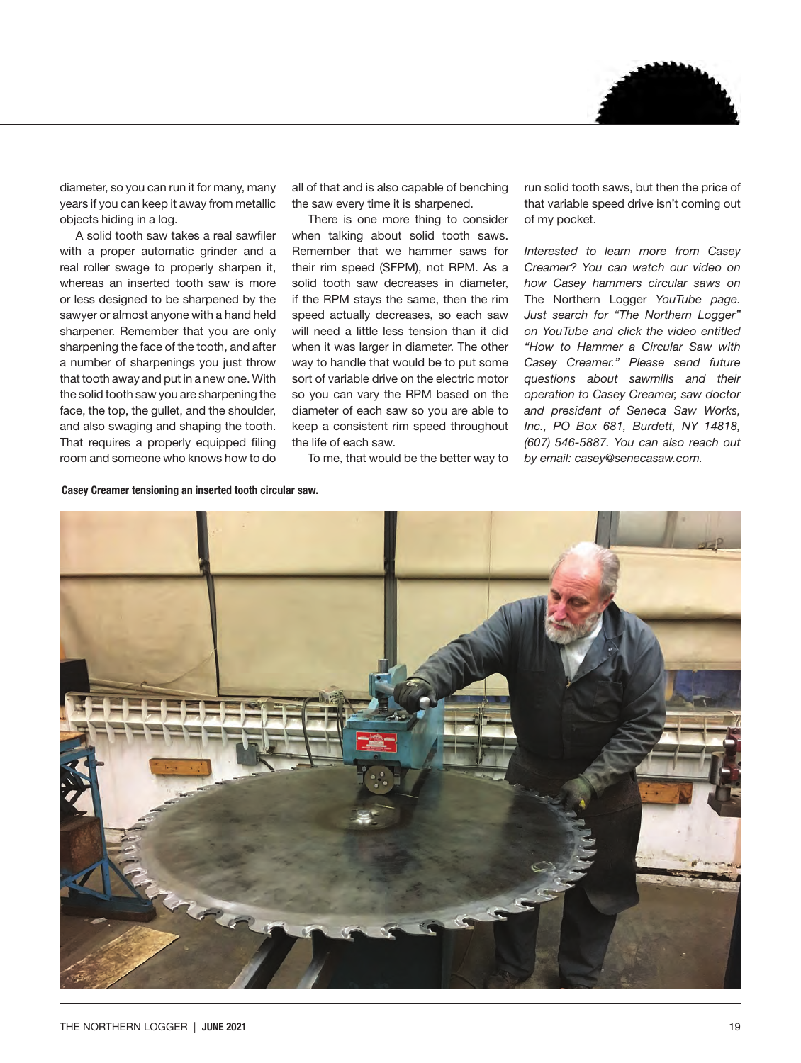diameter, so you can run it for many, many years if you can keep it away from metallic objects hiding in a log.

A solid tooth saw takes a real sawfiler with a proper automatic grinder and a real roller swage to properly sharpen it, whereas an inserted tooth saw is more or less designed to be sharpened by the sawyer or almost anyone with a hand held sharpener. Remember that you are only sharpening the face of the tooth, and after a number of sharpenings you just throw that tooth away and put in a new one. With the solid tooth saw you are sharpening the face, the top, the gullet, and the shoulder, and also swaging and shaping the tooth. That requires a properly equipped filing room and someone who knows how to do all of that and is also capable of benching the saw every time it is sharpened.

There is one more thing to consider when talking about solid tooth saws. Remember that we hammer saws for their rim speed (SFPM), not RPM. As a solid tooth saw decreases in diameter, if the RPM stays the same, then the rim speed actually decreases, so each saw will need a little less tension than it did when it was larger in diameter. The other way to handle that would be to put some sort of variable drive on the electric motor so you can vary the RPM based on the diameter of each saw so you are able to keep a consistent rim speed throughout the life of each saw.

To me, that would be the better way to run solid tooth saws, but then the price of that variable speed drive isn't coming out of my pocket.

*Interested to learn more from Casey Creamer? You can watch our video on how Casey hammers circular saws on* The Northern Logger *YouTube page. Just search for "The Northern Logger" on YouTube and click the video entitled "How to Hammer a Circular Saw with Casey Creamer." Please send future questions about sawmills and their operation to Casey Creamer, saw doctor and president of Seneca Saw Works, Inc., PO Box 681, Burdett, NY 14818, (607) 546-5887. You can also reach out by email: casey@senecasaw.com.*

**Casey Creamer tensioning an inserted tooth circular saw.**